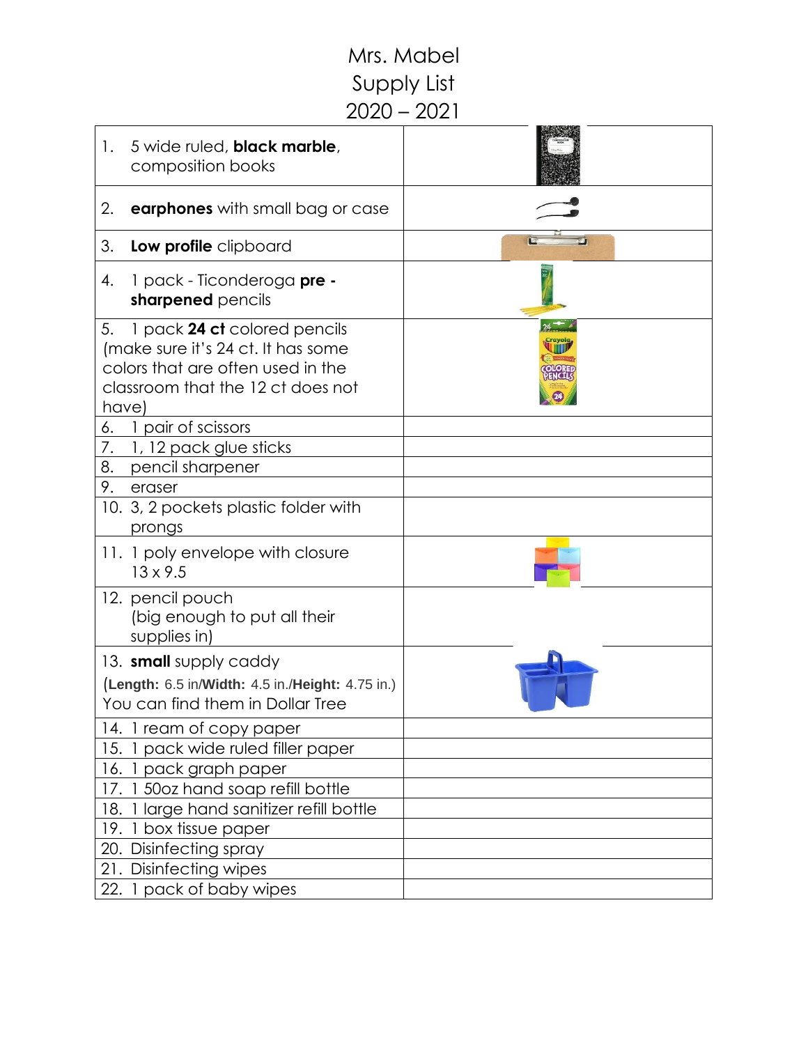# Mrs. Mabel
## Supply List
## 2020 – 2021

| | |
|---|---|
| 1. 5 wide ruled, **black marble**, composition books | |
| 2. **earphones** with small bag or case | |
| 3. **Low profile** clipboard | |
| 4. 1 pack - Ticonderoga **pre - sharpened** pencils | |
| 5. 1 pack **24 ct** colored pencils (make sure it's 24 ct. It has some colors that are often used in the classroom that the 12 ct does not have) | |
| 6. 1 pair of scissors | |
| 7. 1, 12 pack glue sticks | |
| 8. pencil sharpener | |
| 9. eraser | |
| 10. 3, 2 pockets plastic folder with prongs | |
| 11. 1 poly envelope with closure 13 x 9.5 | |
| 12. pencil pouch (big enough to put all their supplies in) | |
| 13. **small** supply caddy (**Length:** 6.5 in/**Width:** 4.5 in./**Height:** 4.75 in.) You can find them in Dollar Tree | |
| 14. 1 ream of copy paper | |
| 15. 1 pack wide ruled filler paper | |
| 16. 1 pack graph paper | |
| 17. 1 50oz hand soap refill bottle | |
| 18. 1 large hand sanitizer refill bottle | |
| 19. 1 box tissue paper | |
| 20. Disinfecting spray | |
| 21. Disinfecting wipes | |
| 22. 1 pack of baby wipes | |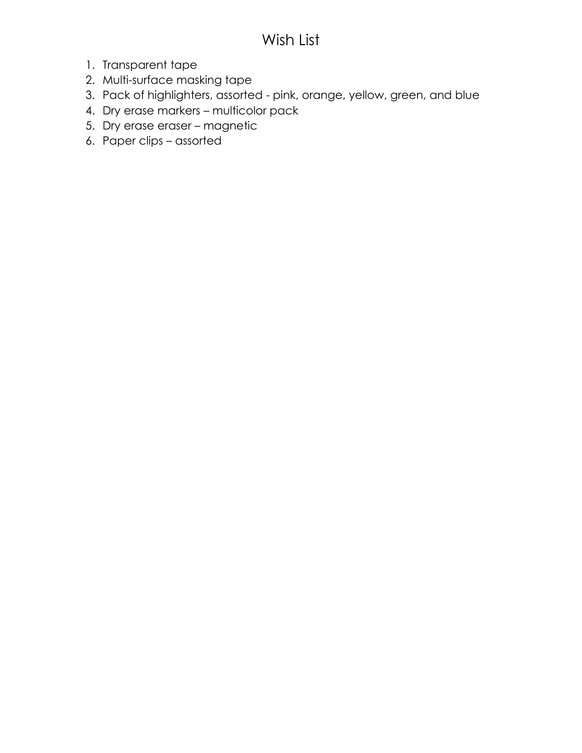# Wish List

1. Transparent tape
2. Multi-surface masking tape
3. Pack of highlighters, assorted - pink, orange, yellow, green, and blue
4. Dry erase markers – multicolor pack
5. Dry erase eraser – magnetic
6. Paper clips – assorted